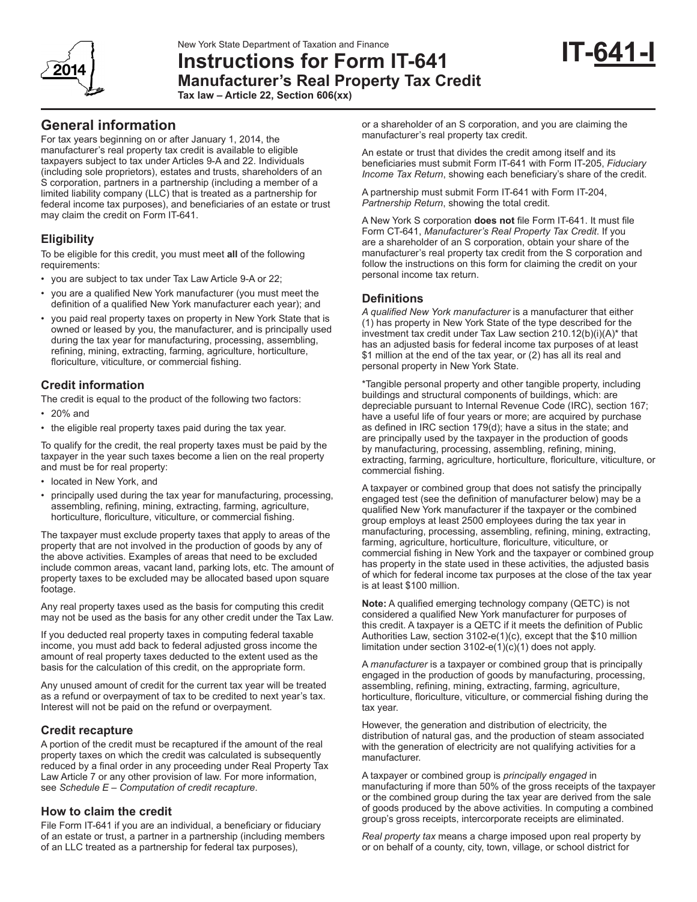New York State Department of Taxation and Finance

# Instructions for Form IT-641

## Manufacturer's Real Property Tax Credit

**Tax law – Article 22, Section 606(xx)**

**IT-641-I**

## General information

For tax years beginning on or after January 1, 2014, the manufacturer's real property tax credit is available to eligible taxpayers subject to tax under Articles 9-A and 22. Individuals (including sole proprietors), estates and trusts, shareholders of an S corporation, partners in a partnership (including a member of a limited liability company (LLC) that is treated as a partnership for federal income tax purposes), and beneficiaries of an estate or trust may claim the credit on Form IT-641.

### Eligibility

To be eligible for this credit, you must meet **all** of the following requirements:

- you are subject to tax under Tax Law Article 9-A or 22;
- you are a qualified New York manufacturer (you must meet the definition of a qualified New York manufacturer each year); and
- you paid real property taxes on property in New York State that is owned or leased by you, the manufacturer, and is principally used during the tax year for manufacturing, processing, assembling, refining, mining, extracting, farming, agriculture, horticulture, floriculture, viticulture, or commercial fishing.

### Credit information

The credit is equal to the product of the following two factors:

- 20% and
- the eligible real property taxes paid during the tax year.

To qualify for the credit, the real property taxes must be paid by the taxpayer in the year such taxes become a lien on the real property and must be for real property:

- located in New York, and
- principally used during the tax year for manufacturing, processing, assembling, refining, mining, extracting, farming, agriculture, horticulture, floriculture, viticulture, or commercial fishing.

The taxpayer must exclude property taxes that apply to areas of the property that are not involved in the production of goods by any of the above activities. Examples of areas that need to be excluded include common areas, vacant land, parking lots, etc. The amount of property taxes to be excluded may be allocated based upon square footage.

Any real property taxes used as the basis for computing this credit may not be used as the basis for any other credit under the Tax Law.

If you deducted real property taxes in computing federal taxable income, you must add back to federal adjusted gross income the amount of real property taxes deducted to the extent used as the basis for the calculation of this credit, on the appropriate form.

Any unused amount of credit for the current tax year will be treated as a refund or overpayment of tax to be credited to next year's tax. Interest will not be paid on the refund or overpayment.

### Credit recapture

A portion of the credit must be recaptured if the amount of the real property taxes on which the credit was calculated is subsequently reduced by a final order in any proceeding under Real Property Tax Law Article 7 or any other provision of law. For more information, see *Schedule E – Computation of credit recapture*.

### How to claim the credit

File Form IT-641 if you are an individual, a beneficiary or fiduciary of an estate or trust, a partner in a partnership (including members of an LLC treated as a partnership for federal tax purposes), or a shareholder of an S corporation, and you are claiming the manufacturer's real property tax credit.

An estate or trust that divides the credit among itself and its beneficiaries must submit Form IT-641 with Form IT-205, *Fiduciary Income Tax Return*, showing each beneficiary's share of the credit.

A partnership must submit Form IT-641 with Form IT-204, *Partnership Return*, showing the total credit.

A New York S corporation **does not** file Form IT-641. It must file Form CT-641, *Manufacturer's Real Property Tax Credit*. If you are a shareholder of an S corporation, obtain your share of the manufacturer's real property tax credit from the S corporation and follow the instructions on this form for claiming the credit on your personal income tax return.

### Definitions

*A qualified New York manufacturer* is a manufacturer that either (1) has property in New York State of the type described for the investment tax credit under Tax Law section 210.12(b)(i)(A)* that has an adjusted basis for federal income tax purposes of at least $1 million at the end of the tax year, or (2) has all its real and personal property in New York State.

*Tangible personal property and other tangible property, including buildings and structural components of buildings, which: are depreciable pursuant to Internal Revenue Code (IRC), section 167; have a useful life of four years or more; are acquired by purchase as defined in IRC section 179(d); have a situs in the state; and are principally used by the taxpayer in the production of goods by manufacturing, processing, assembling, refining, mining, extracting, farming, agriculture, horticulture, floriculture, viticulture, or commercial fishing.

A taxpayer or combined group that does not satisfy the principally engaged test (see the definition of manufacturer below) may be a qualified New York manufacturer if the taxpayer or the combined group employs at least 2500 employees during the tax year in manufacturing, processing, assembling, refining, mining, extracting, farming, agriculture, horticulture, floriculture, viticulture, or commercial fishing in New York and the taxpayer or combined group has property in the state used in these activities, the adjusted basis of which for federal income tax purposes at the close of the tax year is at least $100 million.

**Note:** A qualified emerging technology company (QETC) is not considered a qualified New York manufacturer for purposes of this credit. A taxpayer is a QETC if it meets the definition of Public Authorities Law, section 3102-e(1)(c), except that the $10 million limitation under section 3102-e(1)(c)(1) does not apply.

A *manufacturer* is a taxpayer or combined group that is principally engaged in the production of goods by manufacturing, processing, assembling, refining, mining, extracting, farming, agriculture, horticulture, floriculture, viticulture, or commercial fishing during the tax year.

However, the generation and distribution of electricity, the distribution of natural gas, and the production of steam associated with the generation of electricity are not qualifying activities for a manufacturer.

A taxpayer or combined group is *principally engaged* in manufacturing if more than 50% of the gross receipts of the taxpayer or the combined group during the tax year are derived from the sale of goods produced by the above activities. In computing a combined group's gross receipts, intercorporate receipts are eliminated.

*Real property tax* means a charge imposed upon real property by or on behalf of a county, city, town, village, or school district for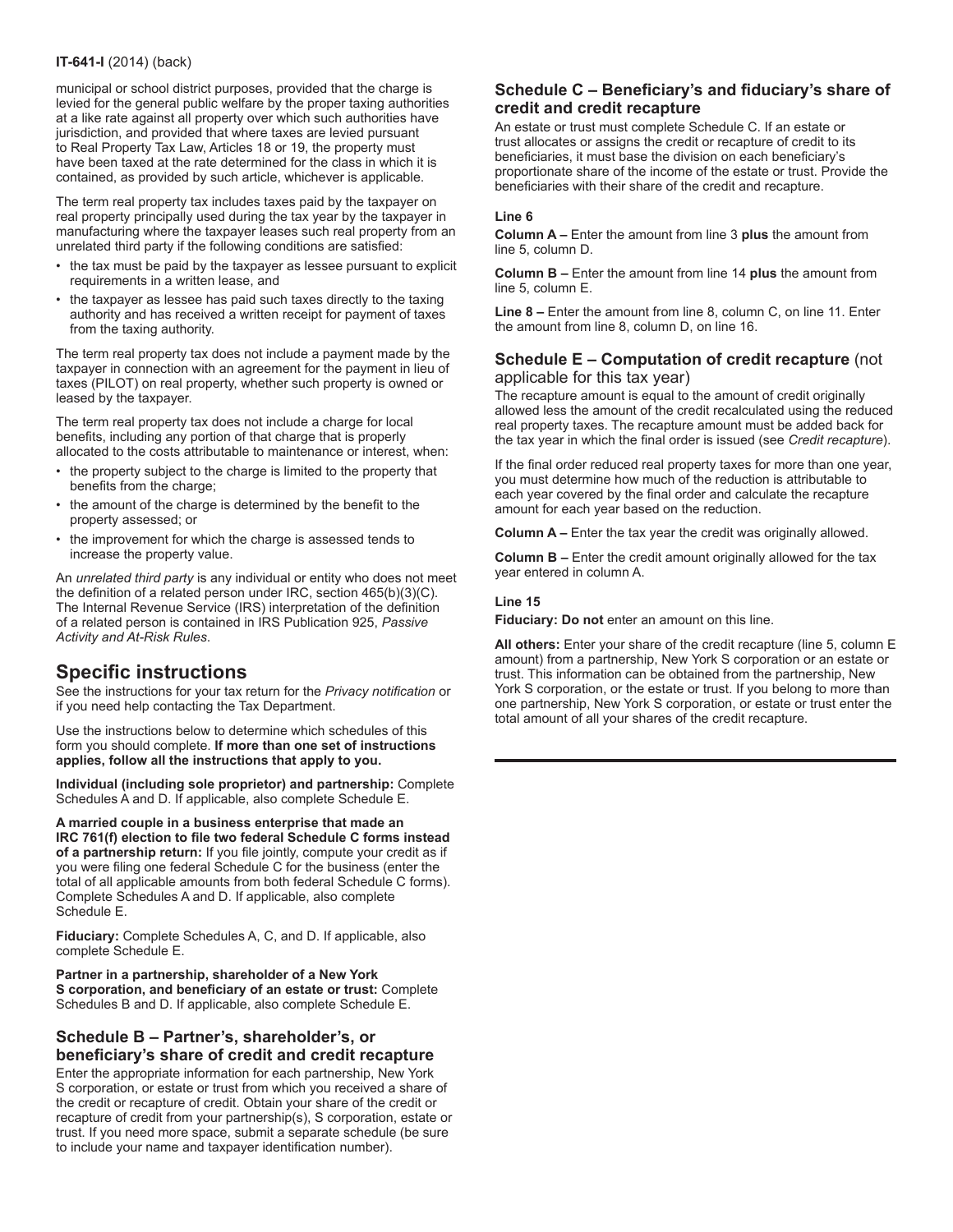municipal or school district purposes, provided that the charge is levied for the general public welfare by the proper taxing authorities at a like rate against all property over which such authorities have jurisdiction, and provided that where taxes are levied pursuant to Real Property Tax Law, Articles 18 or 19, the property must have been taxed at the rate determined for the class in which it is contained, as provided by such article, whichever is applicable.

The term real property tax includes taxes paid by the taxpayer on real property principally used during the tax year by the taxpayer in manufacturing where the taxpayer leases such real property from an unrelated third party if the following conditions are satisfied:

- the tax must be paid by the taxpayer as lessee pursuant to explicit requirements in a written lease, and
- the taxpayer as lessee has paid such taxes directly to the taxing authority and has received a written receipt for payment of taxes from the taxing authority.

The term real property tax does not include a payment made by the taxpayer in connection with an agreement for the payment in lieu of taxes (PILOT) on real property, whether such property is owned or leased by the taxpayer.

The term real property tax does not include a charge for local benefits, including any portion of that charge that is properly allocated to the costs attributable to maintenance or interest, when:

- the property subject to the charge is limited to the property that benefits from the charge;
- the amount of the charge is determined by the benefit to the property assessed; or
- the improvement for which the charge is assessed tends to increase the property value.

An *unrelated third party* is any individual or entity who does not meet the definition of a related person under IRC, section 465(b)(3)(C). The Internal Revenue Service (IRS) interpretation of the definition of a related person is contained in IRS Publication 925, *Passive Activity and At-Risk Rules*.

# Specific instructions

See the instructions for your tax return for the *Privacy notification* or if you need help contacting the Tax Department.

Use the instructions below to determine which schedules of this form you should complete. **If more than one set of instructions applies, follow all the instructions that apply to you.**

**Individual (including sole proprietor) and partnership:** Complete Schedules A and D. If applicable, also complete Schedule E.

**A married couple in a business enterprise that made an IRC 761(f) election to file two federal Schedule C forms instead of a partnership return:** If you file jointly, compute your credit as if you were filing one federal Schedule C for the business (enter the total of all applicable amounts from both federal Schedule C forms). Complete Schedules A and D. If applicable, also complete Schedule E.

**Fiduciary:** Complete Schedules A, C, and D. If applicable, also complete Schedule E.

**Partner in a partnership, shareholder of a New York S corporation, and beneficiary of an estate or trust:** Complete Schedules B and D. If applicable, also complete Schedule E.

## Schedule B – Partner's, shareholder's, or beneficiary's share of credit and credit recapture

Enter the appropriate information for each partnership, New York S corporation, or estate or trust from which you received a share of the credit or recapture of credit. Obtain your share of the credit or recapture of credit from your partnership(s), S corporation, estate or trust. If you need more space, submit a separate schedule (be sure to include your name and taxpayer identification number).

## Schedule C – Beneficiary's and fiduciary's share of credit and credit recapture

An estate or trust must complete Schedule C. If an estate or trust allocates or assigns the credit or recapture of credit to its beneficiaries, it must base the division on each beneficiary's proportionate share of the income of the estate or trust. Provide the beneficiaries with their share of the credit and recapture.

**Line 6**

**Column A –** Enter the amount from line 3 **plus** the amount from line 5, column D.

**Column B –** Enter the amount from line 14 **plus** the amount from line 5, column E.

**Line 8 –** Enter the amount from line 8, column C, on line 11. Enter the amount from line 8, column D, on line 16.

## Schedule E – Computation of credit recapture (not applicable for this tax year)

The recapture amount is equal to the amount of credit originally allowed less the amount of the credit recalculated using the reduced real property taxes. The recapture amount must be added back for the tax year in which the final order is issued (see *Credit recapture*).

If the final order reduced real property taxes for more than one year, you must determine how much of the reduction is attributable to each year covered by the final order and calculate the recapture amount for each year based on the reduction.

**Column A –** Enter the tax year the credit was originally allowed.

**Column B –** Enter the credit amount originally allowed for the tax year entered in column A.

**Line 15**

**Fiduciary: Do not** enter an amount on this line.

**All others:** Enter your share of the credit recapture (line 5, column E amount) from a partnership, New York S corporation or an estate or trust. This information can be obtained from the partnership, New York S corporation, or the estate or trust. If you belong to more than one partnership, New York S corporation, or estate or trust enter the total amount of all your shares of the credit recapture.